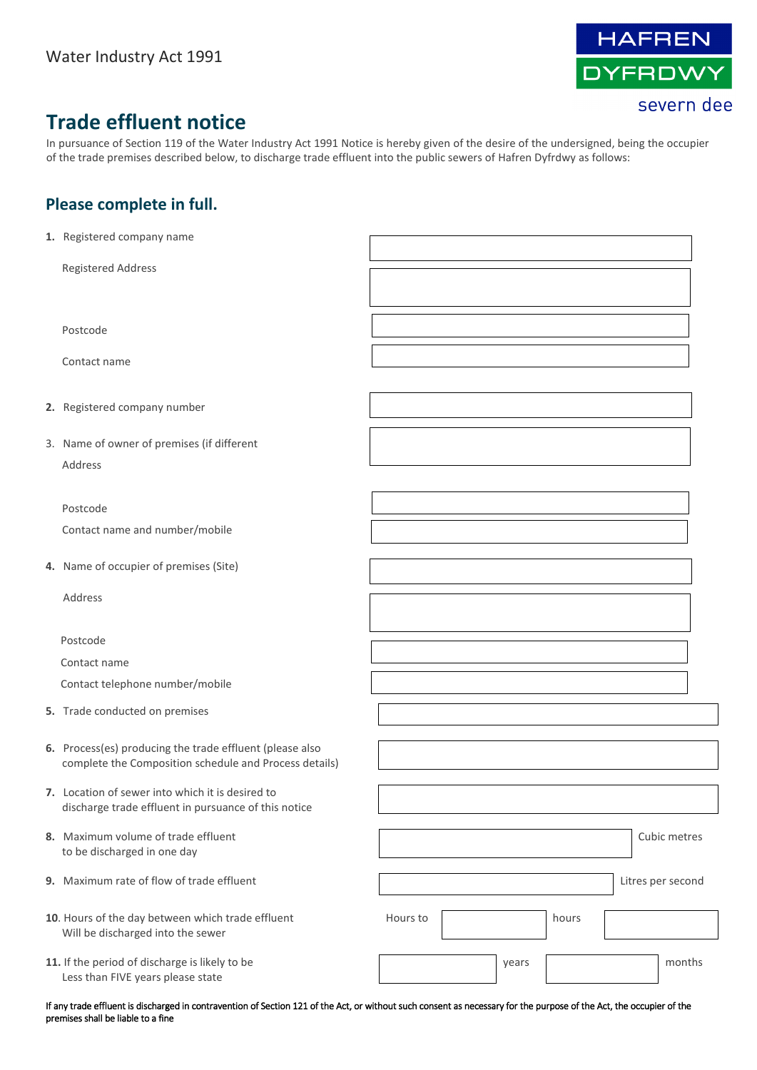Water Industry Act 1991

HAFREN DYFRDWY severn dee

# Trade effluent notice

In pursuance of Section 119 of the Water Industry Act 1991 Notice is hereby given of the desire of the undersigned, being the occupier of the trade premises described below, to discharge trade effluent into the public sewers of Hafren Dyfrdwy as follows:

## Please complete in full.

**1.** Registered company name

Registered Address

Postcode

Contact name

**2.** Registered company number

3. Name of owner of premises (if different

Address

Postcode

Contact name and number/mobile

**4.** Name of occupier of premises (Site)

Address

Postcode

Contact name

Contact telephone number/mobile

**5.** Trade conducted on premises

**6.** Process(es) producing the trade effluent (please also complete the Composition schedule and Process details)

**7.** Location of sewer into which it is desired to discharge trade effluent in pursuance of this notice

**8.** Maximum volume of trade effluent to be discharged in one day ______ Cubic metres

**9.** Maximum rate of flow of trade effluent ______ Litres per second

**10.** Hours of the day between which trade effluent Will be discharged into the sewer — Hours to ______ hours ______

**11.** If the period of discharge is likely to be Less than FIVE years please state ______ years ______ months

If any trade effluent is discharged in contravention of Section 121 of the Act, or without such consent as necessary for the purpose of the Act, the occupier of the premises shall be liable to a fine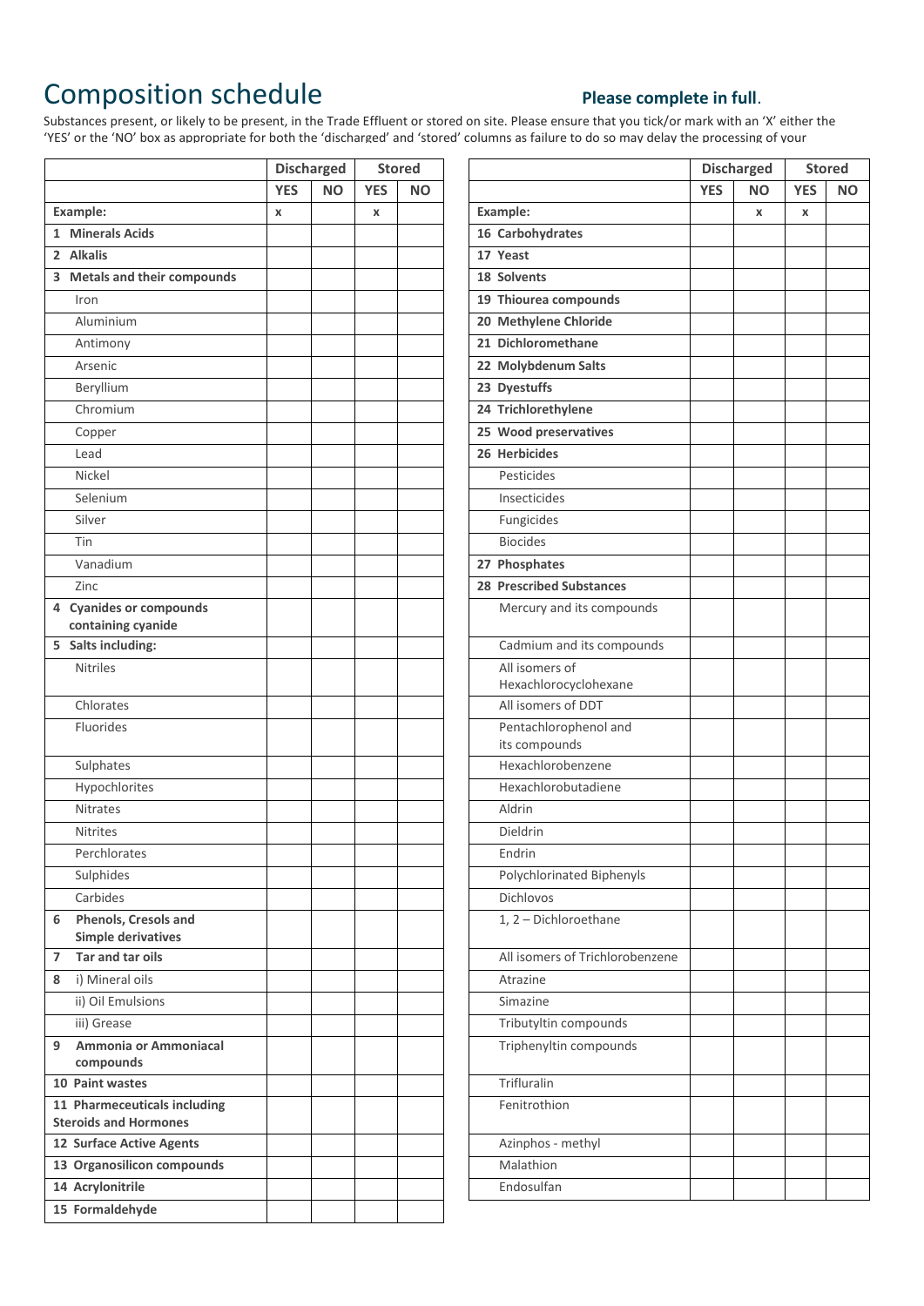# Composition schedule

**Please complete in full**.

Substances present, or likely to be present, in the Trade Effluent or stored on site. Please ensure that you tick/or mark with an 'X' either the 'YES' or the 'NO' box as appropriate for both the 'discharged' and 'stored' columns as failure to do so may delay the processing of your

| | Discharged | | Stored | |
|---|---|---|---|---|
| | **YES** | **NO** | **YES** | **NO** |
| **Example:** | x | | x | |
| **1 Minerals Acids** | | | | |
| **2 Alkalis** | | | | |
| **3 Metals and their compounds** | | | | |
| Iron | | | | |
| Aluminium | | | | |
| Antimony | | | | |
| Arsenic | | | | |
| Beryllium | | | | |
| Chromium | | | | |
| Copper | | | | |
| Lead | | | | |
| Nickel | | | | |
| Selenium | | | | |
| Silver | | | | |
| Tin | | | | |
| Vanadium | | | | |
| Zinc | | | | |
| **4 Cyanides or compounds containing cyanide** | | | | |
| **5 Salts including:** | | | | |
| Nitriles | | | | |
| Chlorates | | | | |
| Fluorides | | | | |
| Sulphates | | | | |
| Hypochlorites | | | | |
| Nitrates | | | | |
| Nitrites | | | | |
| Perchlorates | | | | |
| Sulphides | | | | |
| Carbides | | | | |
| **6 Phenols, Cresols and Simple derivatives** | | | | |
| **7 Tar and tar oils** | | | | |
| **8** i) Mineral oils | | | | |
| ii) Oil Emulsions | | | | |
| iii) Grease | | | | |
| **9 Ammonia or Ammoniacal compounds** | | | | |
| **10 Paint wastes** | | | | |
| **11 Pharmeceuticals including Steroids and Hormones** | | | | |
| **12 Surface Active Agents** | | | | |
| **13 Organosilicon compounds** | | | | |
| **14 Acrylonitrile** | | | | |
| **15 Formaldehyde** | | | | |

| | Discharged | | Stored | |
|---|---|---|---|---|
| | **YES** | **NO** | **YES** | **NO** |
| **Example:** | | x | x | |
| **16 Carbohydrates** | | | | |
| **17 Yeast** | | | | |
| **18 Solvents** | | | | |
| **19 Thiourea compounds** | | | | |
| **20 Methylene Chloride** | | | | |
| **21 Dichloromethane** | | | | |
| **22 Molybdenum Salts** | | | | |
| **23 Dyestuffs** | | | | |
| **24 Trichlorethylene** | | | | |
| **25 Wood preservatives** | | | | |
| **26 Herbicides** | | | | |
| Pesticides | | | | |
| Insecticides | | | | |
| Fungicides | | | | |
| Biocides | | | | |
| **27 Phosphates** | | | | |
| **28 Prescribed Substances** | | | | |
| Mercury and its compounds | | | | |
| Cadmium and its compounds | | | | |
| All isomers of Hexachlorocyclohexane | | | | |
| All isomers of DDT | | | | |
| Pentachlorophenol and its compounds | | | | |
| Hexachlorobenzene | | | | |
| Hexachlorobutadiene | | | | |
| Aldrin | | | | |
| Dieldrin | | | | |
| Endrin | | | | |
| Polychlorinated Biphenyls | | | | |
| Dichlovos | | | | |
| 1, 2 – Dichloroethane | | | | |
| All isomers of Trichlorobenzene | | | | |
| Atrazine | | | | |
| Simazine | | | | |
| Tributyltin compounds | | | | |
| Triphenyltin compounds | | | | |
| Trifluralin | | | | |
| Fenitrothion | | | | |
| Azinphos - methyl | | | | |
| Malathion | | | | |
| Endosulfan | | | | |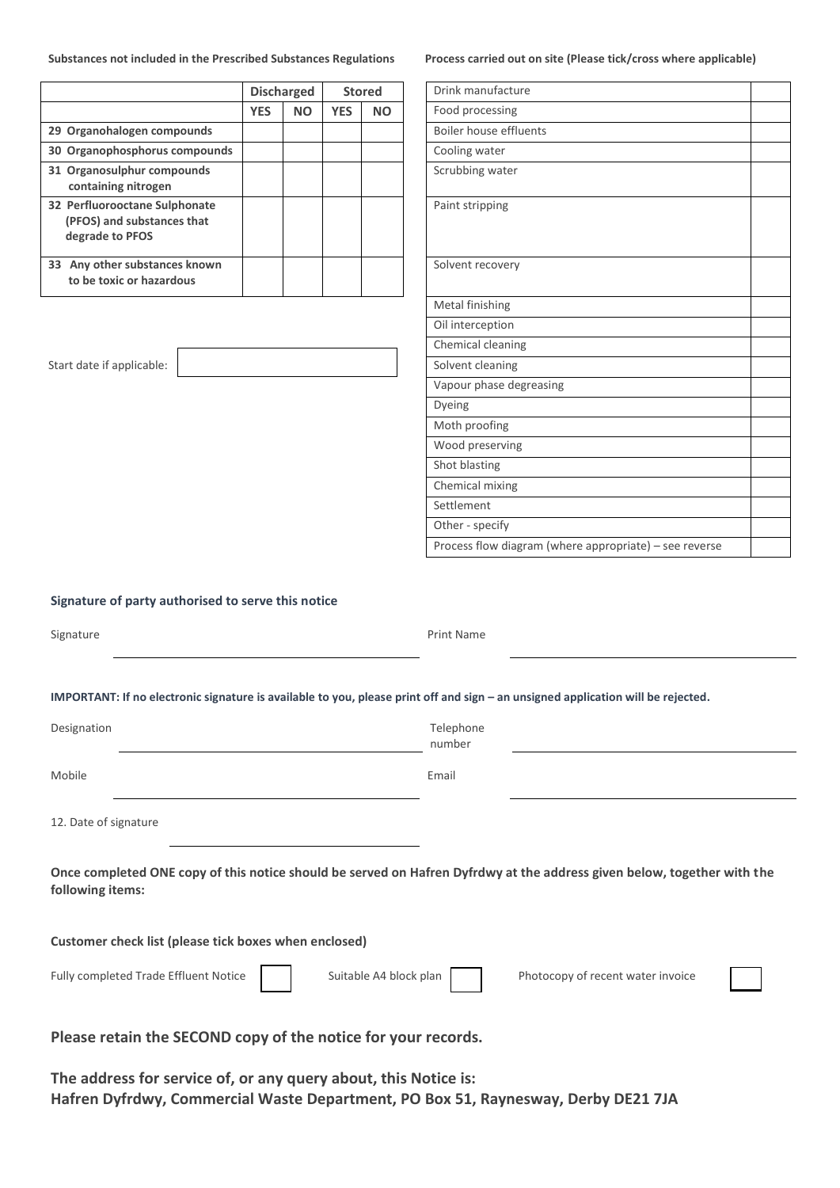**Substances not included in the Prescribed Substances Regulations**

| | Discharged | | Stored | |
|---|---|---|---|---|
| | YES | NO | YES | NO |
| **29 Organohalogen compounds** | | | | |
| **30 Organophosphorus compounds** | | | | |
| **31 Organosulphur compounds containing nitrogen** | | | | |
| **32 Perfluorooctane Sulphonate (PFOS) and substances that degrade to PFOS** | | | | |
| **33 Any other substances known to be toxic or hazardous** | | | | |

Start date if applicable:

**Process carried out on site (Please tick/cross where applicable)**

| Process | |
|---|---|
| Drink manufacture | |
| Food processing | |
| Boiler house effluents | |
| Cooling water | |
| Scrubbing water | |
| Paint stripping | |
| Solvent recovery | |
| Metal finishing | |
| Oil interception | |
| Chemical cleaning | |
| Solvent cleaning | |
| Vapour phase degreasing | |
| Dyeing | |
| Moth proofing | |
| Wood preserving | |
| Shot blasting | |
| Chemical mixing | |
| Settlement | |
| Other - specify | |
| Process flow diagram (where appropriate) – see reverse | |

**Signature of party authorised to serve this notice**

Signature ______________________ Print Name ______________________

**IMPORTANT: If no electronic signature is available to you, please print off and sign – an unsigned application will be rejected.**

Designation ______________________ Telephone number ______________________

Mobile ______________________ Email ______________________

12. Date of signature ______________________

**Once completed ONE copy of this notice should be served on Hafren Dyfrdwy at the address given below, together with the following items:**

**Customer check list (please tick boxes when enclosed)**

Fully completed Trade Effluent Notice ☐ Suitable A4 block plan ☐ Photocopy of recent water invoice ☐

**Please retain the SECOND copy of the notice for your records.**

**The address for service of, or any query about, this Notice is:**
**Hafren Dyfrdwy, Commercial Waste Department, PO Box 51, Raynesway, Derby DE21 7JA**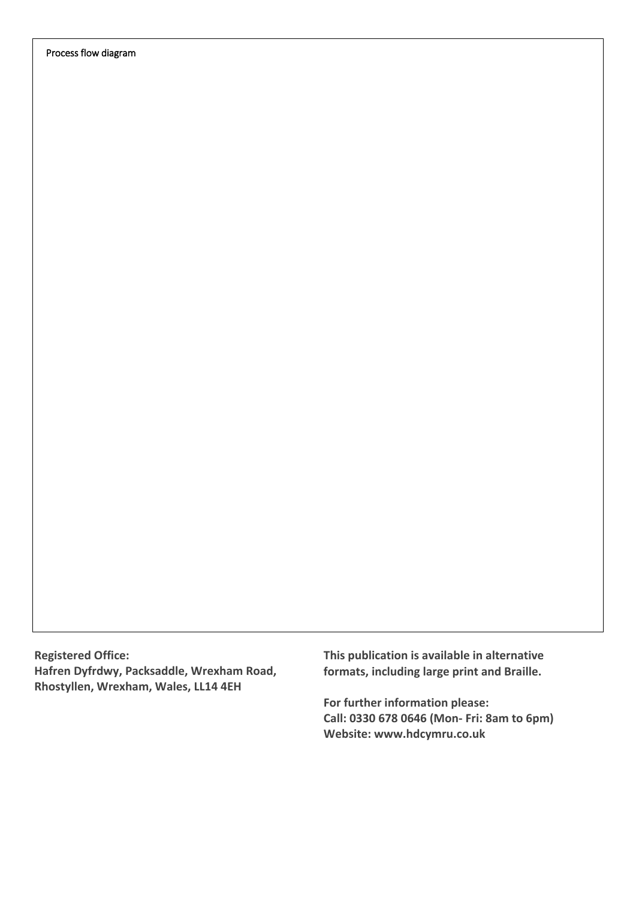Process flow diagram

**Registered Office:**
**Hafren Dyfrdwy, Packsaddle, Wrexham Road, Rhostyllen, Wrexham, Wales, LL14 4EH**

**This publication is available in alternative formats, including large print and Braille.**

**For further information please:**
**Call: 0330 678 0646 (Mon- Fri: 8am to 6pm)**
**Website: www.hdcymru.co.uk**